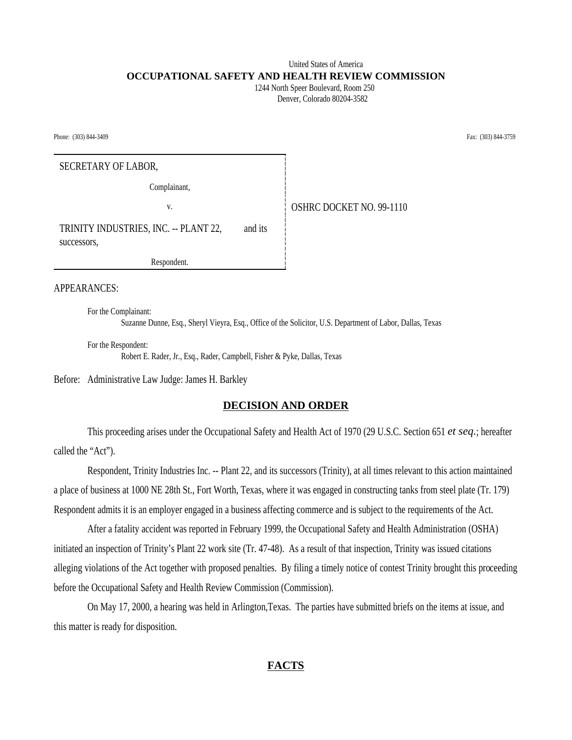United States of America
**OCCUPATIONAL SAFETY AND HEALTH REVIEW COMMISSION**
1244 North Speer Boulevard, Room 250
Denver, Colorado 80204-3582

Phone: (303) 844-3409 Fax: (303) 844-3759

SECRETARY OF LABOR,

Complainant,

v.

TRINITY INDUSTRIES, INC. -- PLANT 22, and its successors,

Respondent.

OSHRC DOCKET NO. 99-1110

APPEARANCES:

For the Complainant:
Suzanne Dunne, Esq., Sheryl Vieyra, Esq., Office of the Solicitor, U.S. Department of Labor, Dallas, Texas

For the Respondent:
Robert E. Rader, Jr., Esq., Rader, Campbell, Fisher & Pyke, Dallas, Texas

Before: Administrative Law Judge: James H. Barkley

## DECISION AND ORDER

This proceeding arises under the Occupational Safety and Health Act of 1970 (29 U.S.C. Section 651 *et seq.*; hereafter called the "Act").

Respondent, Trinity Industries Inc. -- Plant 22, and its successors (Trinity), at all times relevant to this action maintained a place of business at 1000 NE 28th St., Fort Worth, Texas, where it was engaged in constructing tanks from steel plate (Tr. 179) Respondent admits it is an employer engaged in a business affecting commerce and is subject to the requirements of the Act.

After a fatality accident was reported in February 1999, the Occupational Safety and Health Administration (OSHA) initiated an inspection of Trinity's Plant 22 work site (Tr. 47-48). As a result of that inspection, Trinity was issued citations alleging violations of the Act together with proposed penalties. By filing a timely notice of contest Trinity brought this proceeding before the Occupational Safety and Health Review Commission (Commission).

On May 17, 2000, a hearing was held in Arlington,Texas. The parties have submitted briefs on the items at issue, and this matter is ready for disposition.

## FACTS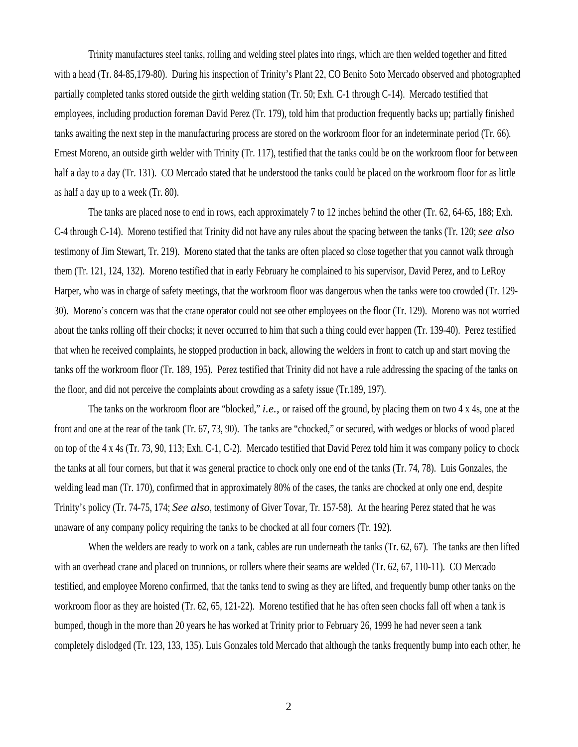Trinity manufactures steel tanks, rolling and welding steel plates into rings, which are then welded together and fitted with a head (Tr. 84-85,179-80). During his inspection of Trinity's Plant 22, CO Benito Soto Mercado observed and photographed partially completed tanks stored outside the girth welding station (Tr. 50; Exh. C-1 through C-14). Mercado testified that employees, including production foreman David Perez (Tr. 179), told him that production frequently backs up; partially finished tanks awaiting the next step in the manufacturing process are stored on the workroom floor for an indeterminate period (Tr. 66). Ernest Moreno, an outside girth welder with Trinity (Tr. 117), testified that the tanks could be on the workroom floor for between half a day to a day (Tr. 131). CO Mercado stated that he understood the tanks could be placed on the workroom floor for as little as half a day up to a week (Tr. 80).

The tanks are placed nose to end in rows, each approximately 7 to 12 inches behind the other (Tr. 62, 64-65, 188; Exh. C-4 through C-14). Moreno testified that Trinity did not have any rules about the spacing between the tanks (Tr. 120; *see also* testimony of Jim Stewart, Tr. 219). Moreno stated that the tanks are often placed so close together that you cannot walk through them (Tr. 121, 124, 132). Moreno testified that in early February he complained to his supervisor, David Perez, and to LeRoy Harper, who was in charge of safety meetings, that the workroom floor was dangerous when the tanks were too crowded (Tr. 129-30). Moreno's concern was that the crane operator could not see other employees on the floor (Tr. 129). Moreno was not worried about the tanks rolling off their chocks; it never occurred to him that such a thing could ever happen (Tr. 139-40). Perez testified that when he received complaints, he stopped production in back, allowing the welders in front to catch up and start moving the tanks off the workroom floor (Tr. 189, 195). Perez testified that Trinity did not have a rule addressing the spacing of the tanks on the floor, and did not perceive the complaints about crowding as a safety issue (Tr.189, 197).

The tanks on the workroom floor are "blocked," *i.e.*, or raised off the ground, by placing them on two 4 x 4s, one at the front and one at the rear of the tank (Tr. 67, 73, 90). The tanks are "chocked," or secured, with wedges or blocks of wood placed on top of the 4 x 4s (Tr. 73, 90, 113; Exh. C-1, C-2). Mercado testified that David Perez told him it was company policy to chock the tanks at all four corners, but that it was general practice to chock only one end of the tanks (Tr. 74, 78). Luis Gonzales, the welding lead man (Tr. 170), confirmed that in approximately 80% of the cases, the tanks are chocked at only one end, despite Trinity's policy (Tr. 74-75, 174; *See also*, testimony of Giver Tovar, Tr. 157-58). At the hearing Perez stated that he was unaware of any company policy requiring the tanks to be chocked at all four corners (Tr. 192).

When the welders are ready to work on a tank, cables are run underneath the tanks (Tr. 62, 67). The tanks are then lifted with an overhead crane and placed on trunnions, or rollers where their seams are welded (Tr. 62, 67, 110-11). CO Mercado testified, and employee Moreno confirmed, that the tanks tend to swing as they are lifted, and frequently bump other tanks on the workroom floor as they are hoisted (Tr. 62, 65, 121-22). Moreno testified that he has often seen chocks fall off when a tank is bumped, though in the more than 20 years he has worked at Trinity prior to February 26, 1999 he had never seen a tank completely dislodged (Tr. 123, 133, 135). Luis Gonzales told Mercado that although the tanks frequently bump into each other, he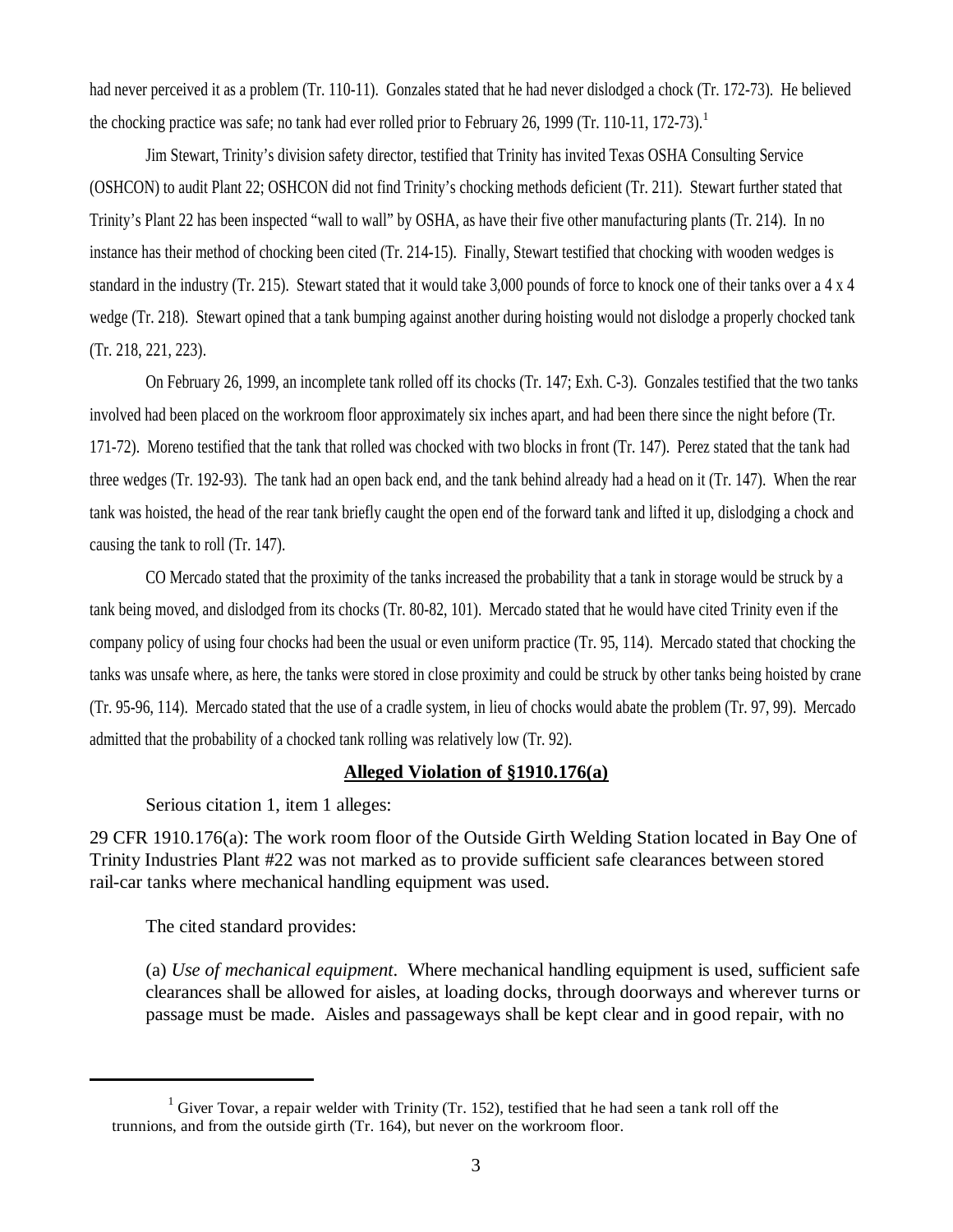had never perceived it as a problem (Tr. 110-11). Gonzales stated that he had never dislodged a chock (Tr. 172-73). He believed the chocking practice was safe; no tank had ever rolled prior to February 26, 1999 (Tr. 110-11, 172-73).[1]

Jim Stewart, Trinity's division safety director, testified that Trinity has invited Texas OSHA Consulting Service (OSHCON) to audit Plant 22; OSHCON did not find Trinity's chocking methods deficient (Tr. 211). Stewart further stated that Trinity's Plant 22 has been inspected "wall to wall" by OSHA, as have their five other manufacturing plants (Tr. 214). In no instance has their method of chocking been cited (Tr. 214-15). Finally, Stewart testified that chocking with wooden wedges is standard in the industry (Tr. 215). Stewart stated that it would take 3,000 pounds of force to knock one of their tanks over a 4 x 4 wedge (Tr. 218). Stewart opined that a tank bumping against another during hoisting would not dislodge a properly chocked tank (Tr. 218, 221, 223).

On February 26, 1999, an incomplete tank rolled off its chocks (Tr. 147; Exh. C-3). Gonzales testified that the two tanks involved had been placed on the workroom floor approximately six inches apart, and had been there since the night before (Tr. 171-72). Moreno testified that the tank that rolled was chocked with two blocks in front (Tr. 147). Perez stated that the tank had three wedges (Tr. 192-93). The tank had an open back end, and the tank behind already had a head on it (Tr. 147). When the rear tank was hoisted, the head of the rear tank briefly caught the open end of the forward tank and lifted it up, dislodging a chock and causing the tank to roll (Tr. 147).

CO Mercado stated that the proximity of the tanks increased the probability that a tank in storage would be struck by a tank being moved, and dislodged from its chocks (Tr. 80-82, 101). Mercado stated that he would have cited Trinity even if the company policy of using four chocks had been the usual or even uniform practice (Tr. 95, 114). Mercado stated that chocking the tanks was unsafe where, as here, the tanks were stored in close proximity and could be struck by other tanks being hoisted by crane (Tr. 95-96, 114). Mercado stated that the use of a cradle system, in lieu of chocks would abate the problem (Tr. 97, 99). Mercado admitted that the probability of a chocked tank rolling was relatively low (Tr. 92).

## **Alleged Violation of §1910.176(a)**

Serious citation 1, item 1 alleges:

29 CFR 1910.176(a): The work room floor of the Outside Girth Welding Station located in Bay One of Trinity Industries Plant #22 was not marked as to provide sufficient safe clearances between stored rail-car tanks where mechanical handling equipment was used.

The cited standard provides:

(a) *Use of mechanical equipment.* Where mechanical handling equipment is used, sufficient safe clearances shall be allowed for aisles, at loading docks, through doorways and wherever turns or passage must be made. Aisles and passageways shall be kept clear and in good repair, with no

---

[1] Giver Tovar, a repair welder with Trinity (Tr. 152), testified that he had seen a tank roll off the trunnions, and from the outside girth (Tr. 164), but never on the workroom floor.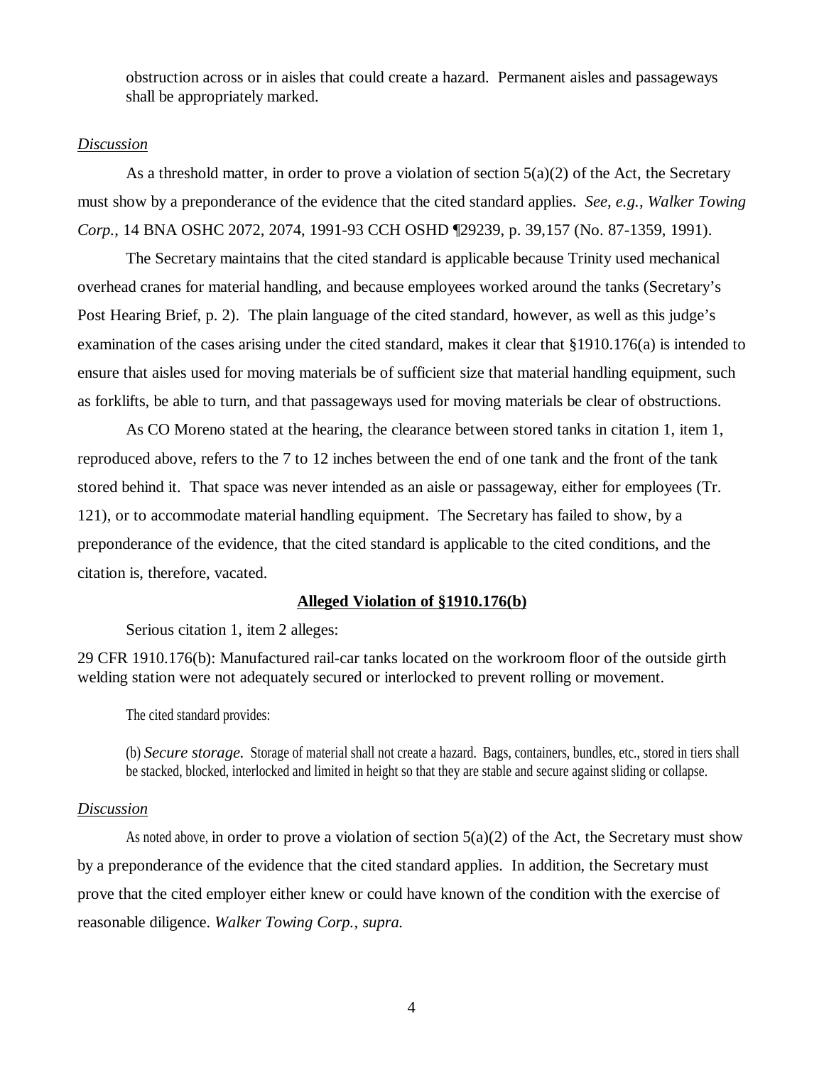obstruction across or in aisles that could create a hazard. Permanent aisles and passageways shall be appropriately marked.

*Discussion*

As a threshold matter, in order to prove a violation of section 5(a)(2) of the Act, the Secretary must show by a preponderance of the evidence that the cited standard applies. *See, e.g., Walker Towing Corp.*, 14 BNA OSHC 2072, 2074, 1991-93 CCH OSHD ¶29239, p. 39,157 (No. 87-1359, 1991).

The Secretary maintains that the cited standard is applicable because Trinity used mechanical overhead cranes for material handling, and because employees worked around the tanks (Secretary's Post Hearing Brief, p. 2). The plain language of the cited standard, however, as well as this judge's examination of the cases arising under the cited standard, makes it clear that §1910.176(a) is intended to ensure that aisles used for moving materials be of sufficient size that material handling equipment, such as forklifts, be able to turn, and that passageways used for moving materials be clear of obstructions.

As CO Moreno stated at the hearing, the clearance between stored tanks in citation 1, item 1, reproduced above, refers to the 7 to 12 inches between the end of one tank and the front of the tank stored behind it. That space was never intended as an aisle or passageway, either for employees (Tr. 121), or to accommodate material handling equipment. The Secretary has failed to show, by a preponderance of the evidence, that the cited standard is applicable to the cited conditions, and the citation is, therefore, vacated.

**Alleged Violation of §1910.176(b)**

Serious citation 1, item 2 alleges:

29 CFR 1910.176(b): Manufactured rail-car tanks located on the workroom floor of the outside girth welding station were not adequately secured or interlocked to prevent rolling or movement.

The cited standard provides:

(b) *Secure storage.* Storage of material shall not create a hazard. Bags, containers, bundles, etc., stored in tiers shall be stacked, blocked, interlocked and limited in height so that they are stable and secure against sliding or collapse.

*Discussion*

As noted above, in order to prove a violation of section 5(a)(2) of the Act, the Secretary must show by a preponderance of the evidence that the cited standard applies. In addition, the Secretary must prove that the cited employer either knew or could have known of the condition with the exercise of reasonable diligence. *Walker Towing Corp., supra.*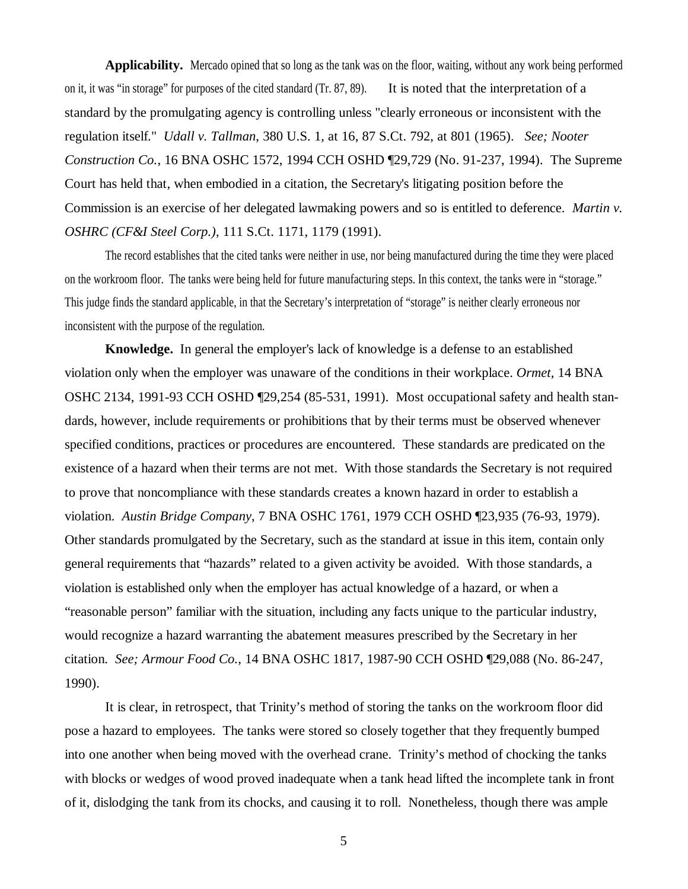**Applicability.** Mercado opined that so long as the tank was on the floor, waiting, without any work being performed on it, it was "in storage" for purposes of the cited standard (Tr. 87, 89). It is noted that the interpretation of a standard by the promulgating agency is controlling unless "clearly erroneous or inconsistent with the regulation itself." *Udall v. Tallman*, 380 U.S. 1, at 16, 87 S.Ct. 792, at 801 (1965). *See; Nooter Construction Co.*, 16 BNA OSHC 1572, 1994 CCH OSHD ¶29,729 (No. 91-237, 1994). The Supreme Court has held that, when embodied in a citation, the Secretary's litigating position before the Commission is an exercise of her delegated lawmaking powers and so is entitled to deference. *Martin v. OSHRC (CF&I Steel Corp.)*, 111 S.Ct. 1171, 1179 (1991).

The record establishes that the cited tanks were neither in use, nor being manufactured during the time they were placed on the workroom floor. The tanks were being held for future manufacturing steps. In this context, the tanks were in "storage." This judge finds the standard applicable, in that the Secretary's interpretation of "storage" is neither clearly erroneous nor inconsistent with the purpose of the regulation.

**Knowledge.** In general the employer's lack of knowledge is a defense to an established violation only when the employer was unaware of the conditions in their workplace. *Ormet,* 14 BNA OSHC 2134, 1991-93 CCH OSHD ¶29,254 (85-531, 1991). Most occupational safety and health standards, however, include requirements or prohibitions that by their terms must be observed whenever specified conditions, practices or procedures are encountered. These standards are predicated on the existence of a hazard when their terms are not met. With those standards the Secretary is not required to prove that noncompliance with these standards creates a known hazard in order to establish a violation. *Austin Bridge Company*, 7 BNA OSHC 1761, 1979 CCH OSHD ¶23,935 (76-93, 1979). Other standards promulgated by the Secretary, such as the standard at issue in this item, contain only general requirements that "hazards" related to a given activity be avoided. With those standards, a violation is established only when the employer has actual knowledge of a hazard, or when a "reasonable person" familiar with the situation, including any facts unique to the particular industry, would recognize a hazard warranting the abatement measures prescribed by the Secretary in her citation. *See; Armour Food Co.*, 14 BNA OSHC 1817, 1987-90 CCH OSHD ¶29,088 (No. 86-247, 1990).

It is clear, in retrospect, that Trinity's method of storing the tanks on the workroom floor did pose a hazard to employees. The tanks were stored so closely together that they frequently bumped into one another when being moved with the overhead crane. Trinity's method of chocking the tanks with blocks or wedges of wood proved inadequate when a tank head lifted the incomplete tank in front of it, dislodging the tank from its chocks, and causing it to roll. Nonetheless, though there was ample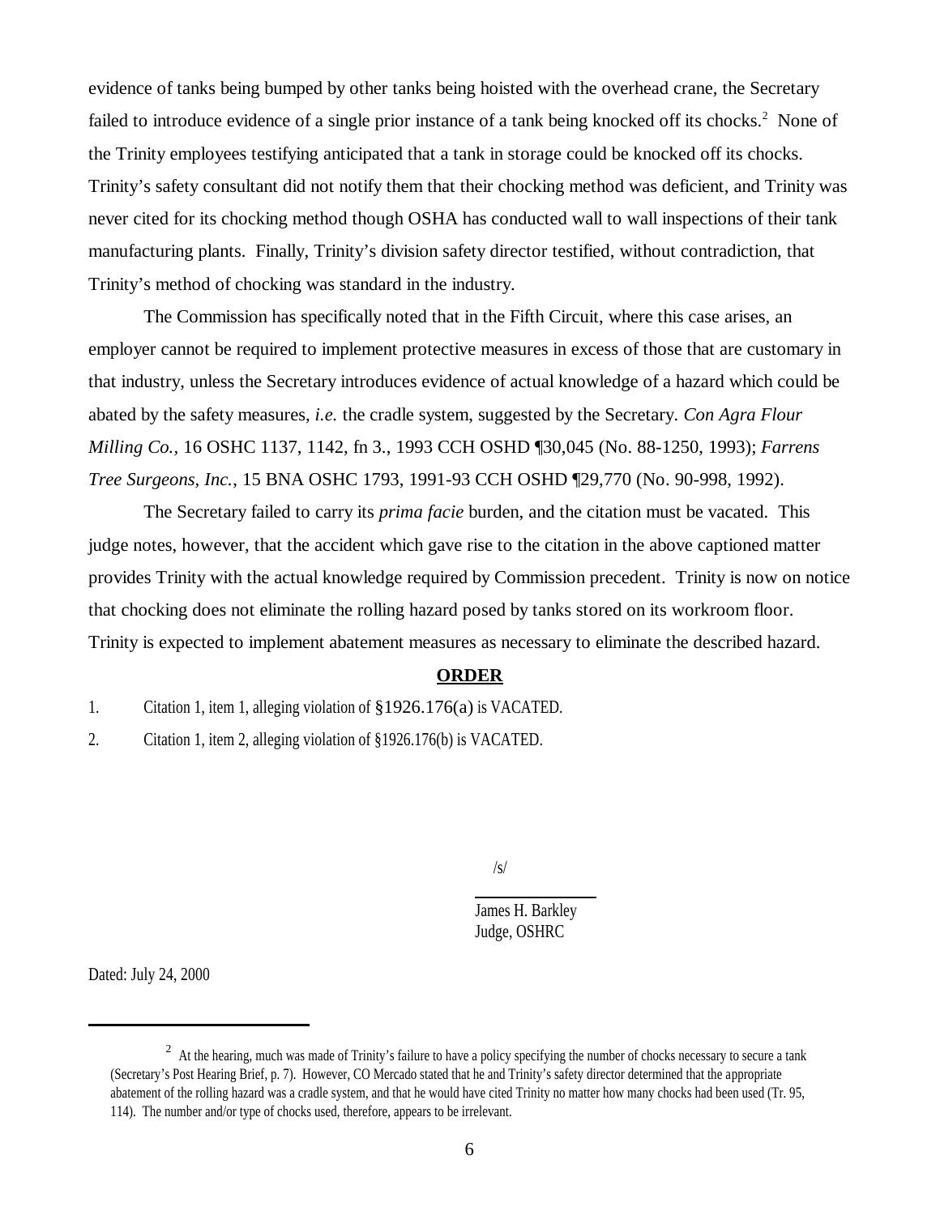evidence of tanks being bumped by other tanks being hoisted with the overhead crane, the Secretary failed to introduce evidence of a single prior instance of a tank being knocked off its chocks.[2] None of the Trinity employees testifying anticipated that a tank in storage could be knocked off its chocks. Trinity's safety consultant did not notify them that their chocking method was deficient, and Trinity was never cited for its chocking method though OSHA has conducted wall to wall inspections of their tank manufacturing plants. Finally, Trinity's division safety director testified, without contradiction, that Trinity's method of chocking was standard in the industry.

The Commission has specifically noted that in the Fifth Circuit, where this case arises, an employer cannot be required to implement protective measures in excess of those that are customary in that industry, unless the Secretary introduces evidence of actual knowledge of a hazard which could be abated by the safety measures, *i.e.* the cradle system, suggested by the Secretary. *Con Agra Flour Milling Co.,* 16 OSHC 1137, 1142, fn 3., 1993 CCH OSHD ¶30,045 (No. 88-1250, 1993); *Farrens Tree Surgeons, Inc.*, 15 BNA OSHC 1793, 1991-93 CCH OSHD ¶29,770 (No. 90-998, 1992).

The Secretary failed to carry its *prima facie* burden, and the citation must be vacated. This judge notes, however, that the accident which gave rise to the citation in the above captioned matter provides Trinity with the actual knowledge required by Commission precedent. Trinity is now on notice that chocking does not eliminate the rolling hazard posed by tanks stored on its workroom floor. Trinity is expected to implement abatement measures as necessary to eliminate the described hazard.

## ORDER

1. Citation 1, item 1, alleging violation of §1926.176(a) is VACATED.
2. Citation 1, item 2, alleging violation of §1926.176(b) is VACATED.

/s/

James H. Barkley
Judge, OSHRC

Dated: July 24, 2000

[2] At the hearing, much was made of Trinity's failure to have a policy specifying the number of chocks necessary to secure a tank (Secretary's Post Hearing Brief, p. 7). However, CO Mercado stated that he and Trinity's safety director determined that the appropriate abatement of the rolling hazard was a cradle system, and that he would have cited Trinity no matter how many chocks had been used (Tr. 95, 114). The number and/or type of chocks used, therefore, appears to be irrelevant.